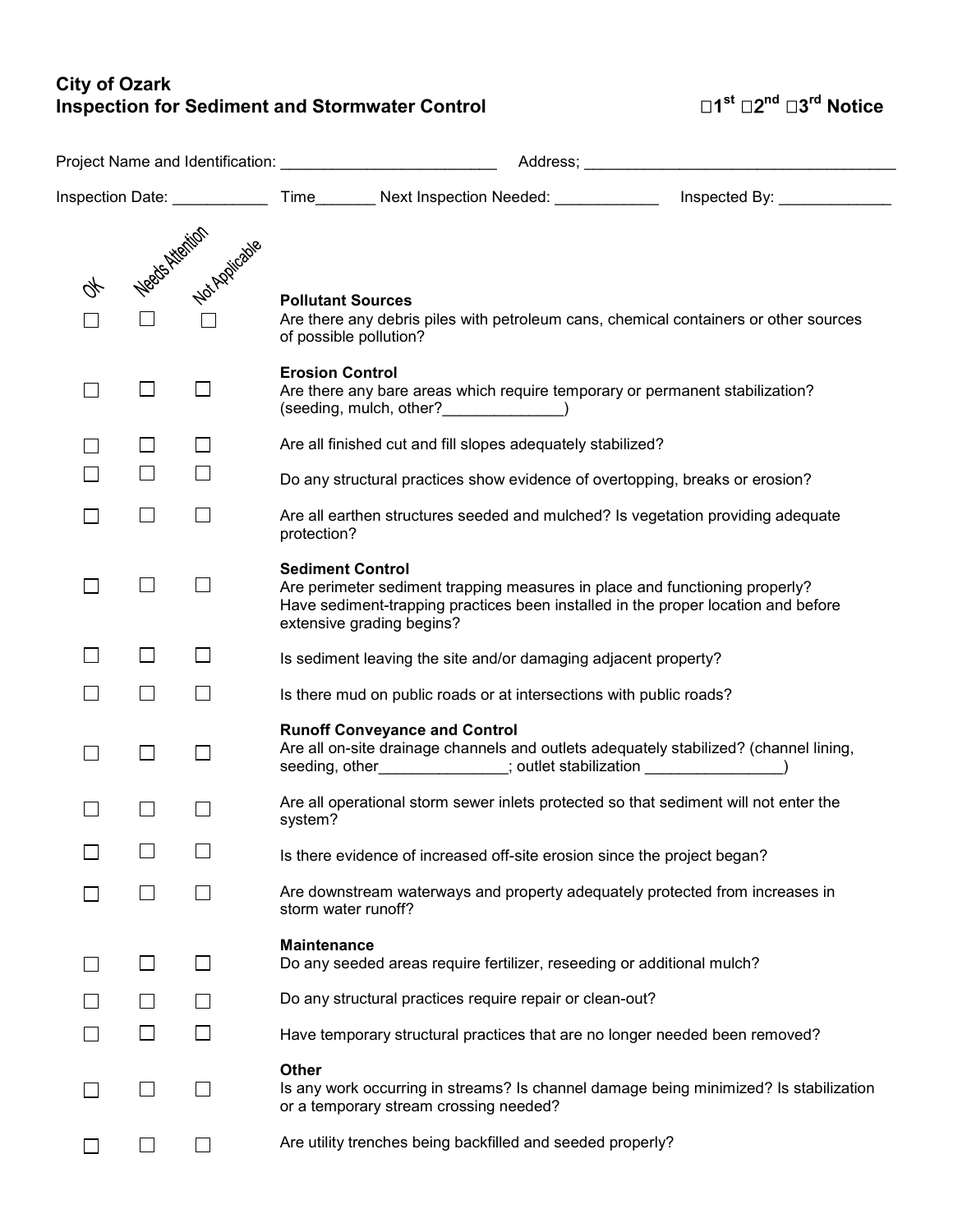# City of Ozark
## Inspection for Sediment and Stormwater Control

☐1st ☐2nd ☐3rd Notice

Project Name and Identification: _________________________ Address; ____________________________________

Inspection Date: ___________ Time_______ Next Inspection Needed: ____________ Inspected By: _____________

| OK | Needs Attention | Not Applicable | |
|---|---|---|---|
| ☐ | ☐ | ☐ | **Pollutant Sources**<br>Are there any debris piles with petroleum cans, chemical containers or other sources of possible pollution? |
| ☐ | ☐ | ☐ | **Erosion Control**<br>Are there any bare areas which require temporary or permanent stabilization? (seeding, mulch, other?______________) |
| ☐ | ☐ | ☐ | Are all finished cut and fill slopes adequately stabilized? |
| ☐ | ☐ | ☐ | Do any structural practices show evidence of overtopping, breaks or erosion? |
| ☐ | ☐ | ☐ | Are all earthen structures seeded and mulched? Is vegetation providing adequate protection? |
| ☐ | ☐ | ☐ | **Sediment Control**<br>Are perimeter sediment trapping measures in place and functioning properly? Have sediment-trapping practices been installed in the proper location and before extensive grading begins? |
| ☐ | ☐ | ☐ | Is sediment leaving the site and/or damaging adjacent property? |
| ☐ | ☐ | ☐ | Is there mud on public roads or at intersections with public roads? |
| ☐ | ☐ | ☐ | **Runoff Conveyance and Control**<br>Are all on-site drainage channels and outlets adequately stabilized? (channel lining, seeding, other_______________; outlet stabilization ________________) |
| ☐ | ☐ | ☐ | Are all operational storm sewer inlets protected so that sediment will not enter the system? |
| ☐ | ☐ | ☐ | Is there evidence of increased off-site erosion since the project began? |
| ☐ | ☐ | ☐ | Are downstream waterways and property adequately protected from increases in storm water runoff? |
| ☐ | ☐ | ☐ | **Maintenance**<br>Do any seeded areas require fertilizer, reseeding or additional mulch? |
| ☐ | ☐ | ☐ | Do any structural practices require repair or clean-out? |
| ☐ | ☐ | ☐ | Have temporary structural practices that are no longer needed been removed? |
| ☐ | ☐ | ☐ | **Other**<br>Is any work occurring in streams? Is channel damage being minimized? Is stabilization or a temporary stream crossing needed? |
| ☐ | ☐ | ☐ | Are utility trenches being backfilled and seeded properly? |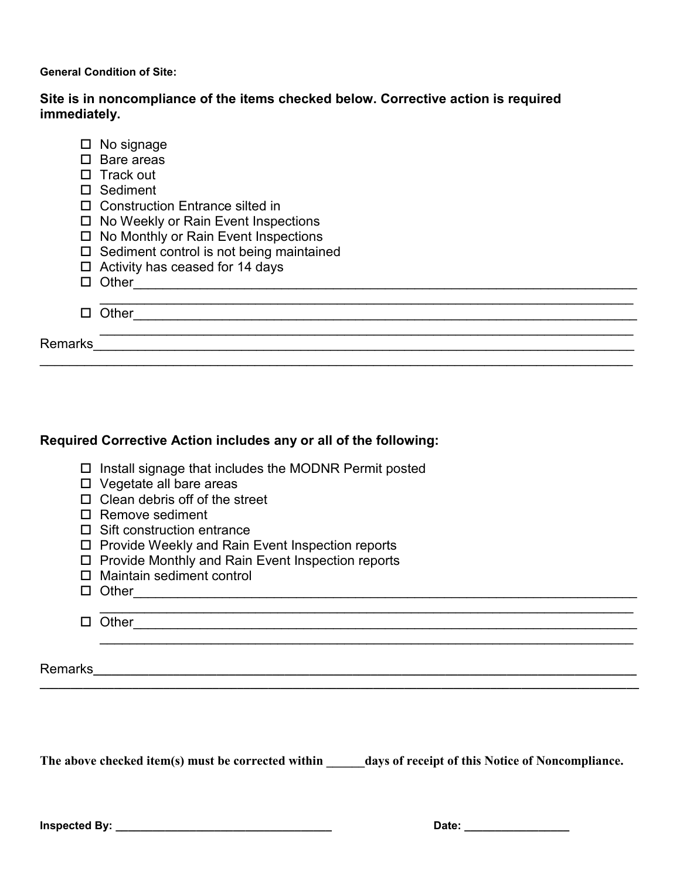**General Condition of Site:**

**Site is in noncompliance of the items checked below. Corrective action is required immediately.**

- ☐ No signage
- ☐ Bare areas
- ☐ Track out
- ☐ Sediment
- ☐ Construction Entrance silted in
- ☐ No Weekly or Rain Event Inspections
- ☐ No Monthly or Rain Event Inspections
- ☐ Sediment control is not being maintained
- ☐ Activity has ceased for 14 days
- ☐ Other___________________________________________________________________________
  ___________________________________________________________________________
- ☐ Other___________________________________________________________________________
  ___________________________________________________________________________

Remarks___________________________________________________________________________
___________________________________________________________________________

**Required Corrective Action includes any or all of the following:**

- ☐ Install signage that includes the MODNR Permit posted
- ☐ Vegetate all bare areas
- ☐ Clean debris off of the street
- ☐ Remove sediment
- ☐ Sift construction entrance
- ☐ Provide Weekly and Rain Event Inspection reports
- ☐ Provide Monthly and Rain Event Inspection reports
- ☐ Maintain sediment control
- ☐ Other___________________________________________________________________________
  ___________________________________________________________________________
- ☐ Other___________________________________________________________________________
  ___________________________________________________________________________

Remarks___________________________________________________________________________
___________________________________________________________________________

**The above checked item(s) must be corrected within ______days of receipt of this Notice of Noncompliance.**

**Inspected By:** ___________________________________ **Date:** _________________